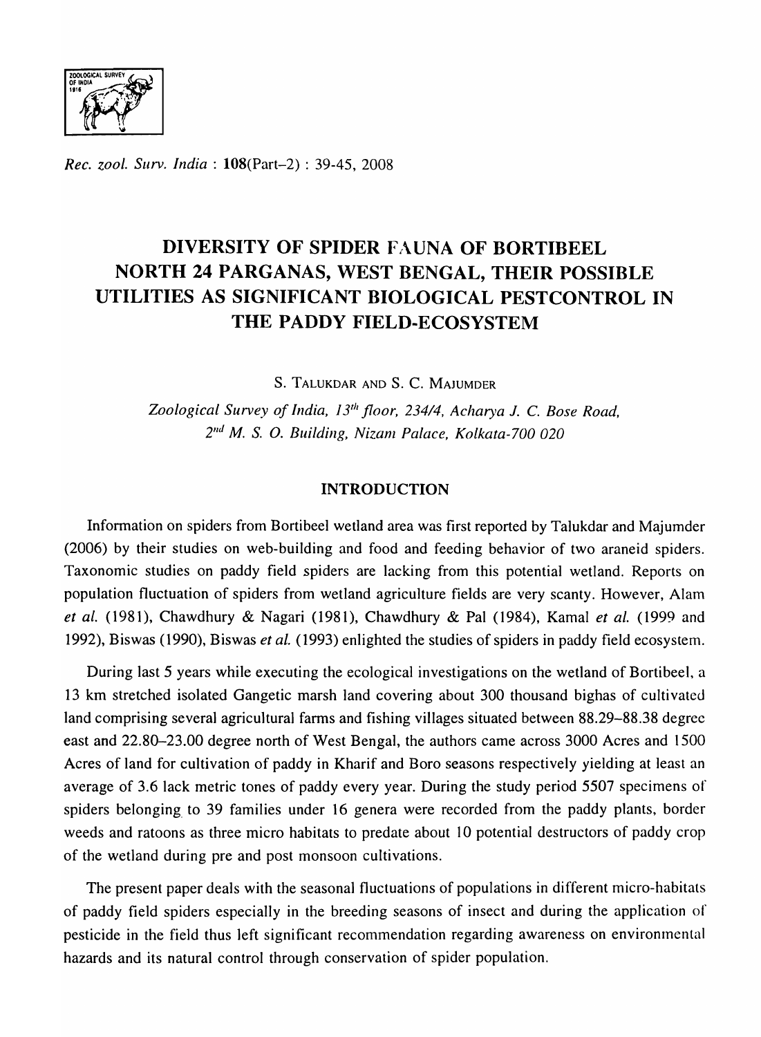*Rec. zool. Surv. India* : **108**(Part-2) : 39-45, 2008

# DIVERSITY OF SPIDER FAUNA OF BORTIBEEL NORTH 24 PARGANAS, WEST BENGAL, THEIR POSSIBLE UTILITIES AS SIGNIFICANT BIOLOGICAL PESTCONTROL IN THE PADDY FIELD-ECOSYSTEM

S. TALUKDAR AND S. C. MAJUMDER

*Zoological Survey of India, 13th floor, 234/4, Acharya J. C. Bose Road, 2nd M. S. O. Building, Nizam Palace, Kolkata-700 020*

## INTRODUCTION

Information on spiders from Bortibeel wetland area was first reported by Talukdar and Majumder (2006) by their studies on web-building and food and feeding behavior of two araneid spiders. Taxonomic studies on paddy field spiders are lacking from this potential wetland. Reports on population fluctuation of spiders from wetland agriculture fields are very scanty. However, Alam *et al.* (1981), Chawdhury & Nagari (1981), Chawdhury & Pal (1984), Kamal *et al.* (1999 and 1992), Biswas (1990), Biswas *et al.* (1993) enlighted the studies of spiders in paddy field ecosystem.

During last 5 years while executing the ecological investigations on the wetland of Bortibeel, a 13 km stretched isolated Gangetic marsh land covering about 300 thousand bighas of cultivated land comprising several agricultural farms and fishing villages situated between 88.29–88.38 degree east and 22.80–23.00 degree north of West Bengal, the authors came across 3000 Acres and 1500 Acres of land for cultivation of paddy in Kharif and Boro seasons respectively yielding at least an average of 3.6 lack metric tones of paddy every year. During the study period 5507 specimens of spiders belonging to 39 families under 16 genera were recorded from the paddy plants, border weeds and ratoons as three micro habitats to predate about 10 potential destructors of paddy crop of the wetland during pre and post monsoon cultivations.

The present paper deals with the seasonal fluctuations of populations in different micro-habitats of paddy field spiders especially in the breeding seasons of insect and during the application of pesticide in the field thus left significant recommendation regarding awareness on environmental hazards and its natural control through conservation of spider population.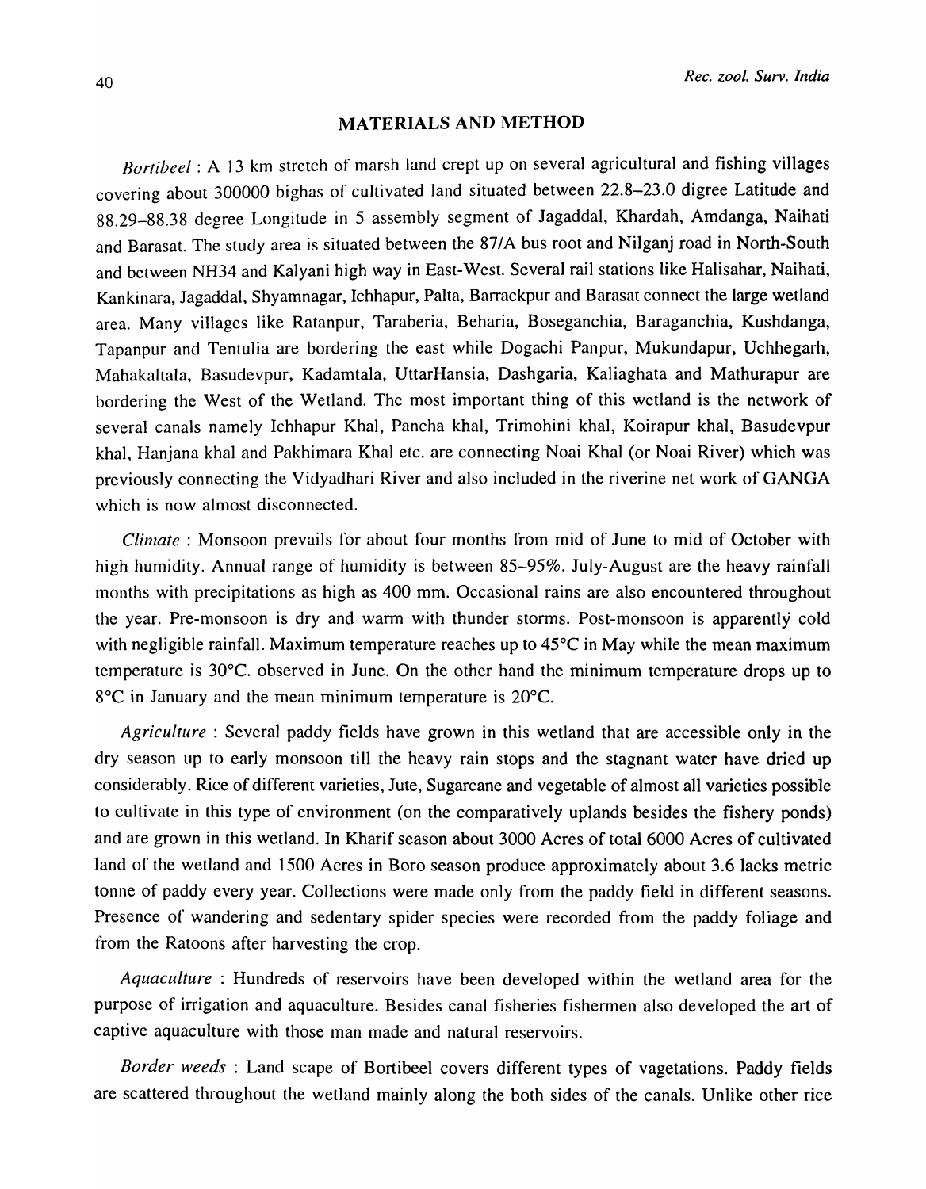## MATERIALS AND METHOD

*Bortibeel* : A 13 km stretch of marsh land crept up on several agricultural and fishing villages covering about 300000 bighas of cultivated land situated between 22.8–23.0 digree Latitude and 88.29–88.38 degree Longitude in 5 assembly segment of Jagaddal, Khardah, Amdanga, Naihati and Barasat. The study area is situated between the 87/A bus root and Nilganj road in North-South and between NH34 and Kalyani high way in East-West. Several rail stations like Halisahar, Naihati, Kankinara, Jagaddal, Shyamnagar, Ichhapur, Palta, Barrackpur and Barasat connect the large wetland area. Many villages like Ratanpur, Taraberia, Beharia, Boseganchia, Baraganchia, Kushdanga, Tapanpur and Tentulia are bordering the east while Dogachi Panpur, Mukundapur, Uchhegarh, Mahakaltala, Basudevpur, Kadamtala, UttarHansia, Dashgaria, Kaliaghata and Mathurapur are bordering the West of the Wetland. The most important thing of this wetland is the network of several canals namely Ichhapur Khal, Pancha khal, Trimohini khal, Koirapur khal, Basudevpur khal, Hanjana khal and Pakhimara Khal etc. are connecting Noai Khal (or Noai River) which was previously connecting the Vidyadhari River and also included in the riverine net work of GANGA which is now almost disconnected.

*Climate* : Monsoon prevails for about four months from mid of June to mid of October with high humidity. Annual range of humidity is between 85–95%. July-August are the heavy rainfall months with precipitations as high as 400 mm. Occasional rains are also encountered throughout the year. Pre-monsoon is dry and warm with thunder storms. Post-monsoon is apparently cold with negligible rainfall. Maximum temperature reaches up to 45°C in May while the mean maximum temperature is 30°C. observed in June. On the other hand the minimum temperature drops up to 8°C in January and the mean minimum temperature is 20°C.

*Agriculture* : Several paddy fields have grown in this wetland that are accessible only in the dry season up to early monsoon till the heavy rain stops and the stagnant water have dried up considerably. Rice of different varieties, Jute, Sugarcane and vegetable of almost all varieties possible to cultivate in this type of environment (on the comparatively uplands besides the fishery ponds) and are grown in this wetland. In Kharif season about 3000 Acres of total 6000 Acres of cultivated land of the wetland and 1500 Acres in Boro season produce approximately about 3.6 lacks metric tonne of paddy every year. Collections were made only from the paddy field in different seasons. Presence of wandering and sedentary spider species were recorded from the paddy foliage and from the Ratoons after harvesting the crop.

*Aquaculture* : Hundreds of reservoirs have been developed within the wetland area for the purpose of irrigation and aquaculture. Besides canal fisheries fishermen also developed the art of captive aquaculture with those man made and natural reservoirs.

*Border weeds* : Land scape of Bortibeel covers different types of vagetations. Paddy fields are scattered throughout the wetland mainly along the both sides of the canals. Unlike other rice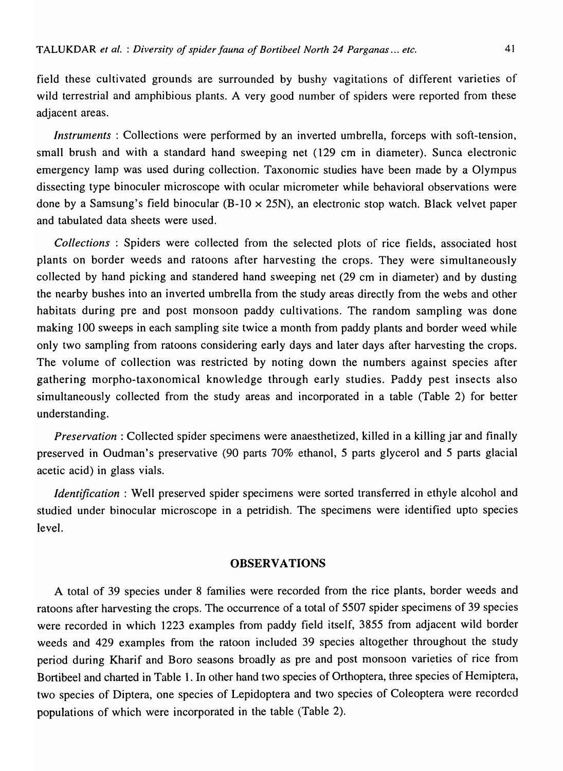field these cultivated grounds are surrounded by bushy vagitations of different varieties of wild terrestrial and amphibious plants. A very good number of spiders were reported from these adjacent areas.

*Instruments* : Collections were performed by an inverted umbrella, forceps with soft-tension, small brush and with a standard hand sweeping net (129 cm in diameter). Sunca electronic emergency lamp was used during collection. Taxonomic studies have been made by a Olympus dissecting type binoculer microscope with ocular micrometer while behavioral observations were done by a Samsung's field binocular (B-10 × 25N), an electronic stop watch. Black velvet paper and tabulated data sheets were used.

*Collections* : Spiders were collected from the selected plots of rice fields, associated host plants on border weeds and ratoons after harvesting the crops. They were simultaneously collected by hand picking and standered hand sweeping net (29 cm in diameter) and by dusting the nearby bushes into an inverted umbrella from the study areas directly from the webs and other habitats during pre and post monsoon paddy cultivations. The random sampling was done making 100 sweeps in each sampling site twice a month from paddy plants and border weed while only two sampling from ratoons considering early days and later days after harvesting the crops. The volume of collection was restricted by noting down the numbers against species after gathering morpho-taxonomical knowledge through early studies. Paddy pest insects also simultaneously collected from the study areas and incorporated in a table (Table 2) for better understanding.

*Preservation* : Collected spider specimens were anaesthetized, killed in a killing jar and finally preserved in Oudman's preservative (90 parts 70% ethanol, 5 parts glycerol and 5 parts glacial acetic acid) in glass vials.

*Identification* : Well preserved spider specimens were sorted transferred in ethyle alcohol and studied under binocular microscope in a petridish. The specimens were identified upto species level.

## OBSERVATIONS

A total of 39 species under 8 families were recorded from the rice plants, border weeds and ratoons after harvesting the crops. The occurrence of a total of 5507 spider specimens of 39 species were recorded in which 1223 examples from paddy field itself, 3855 from adjacent wild border weeds and 429 examples from the ratoon included 39 species altogether throughout the study period during Kharif and Boro seasons broadly as pre and post monsoon varieties of rice from Bortibeel and charted in Table 1. In other hand two species of Orthoptera, three species of Hemiptera, two species of Diptera, one species of Lepidoptera and two species of Coleoptera were recorded populations of which were incorporated in the table (Table 2).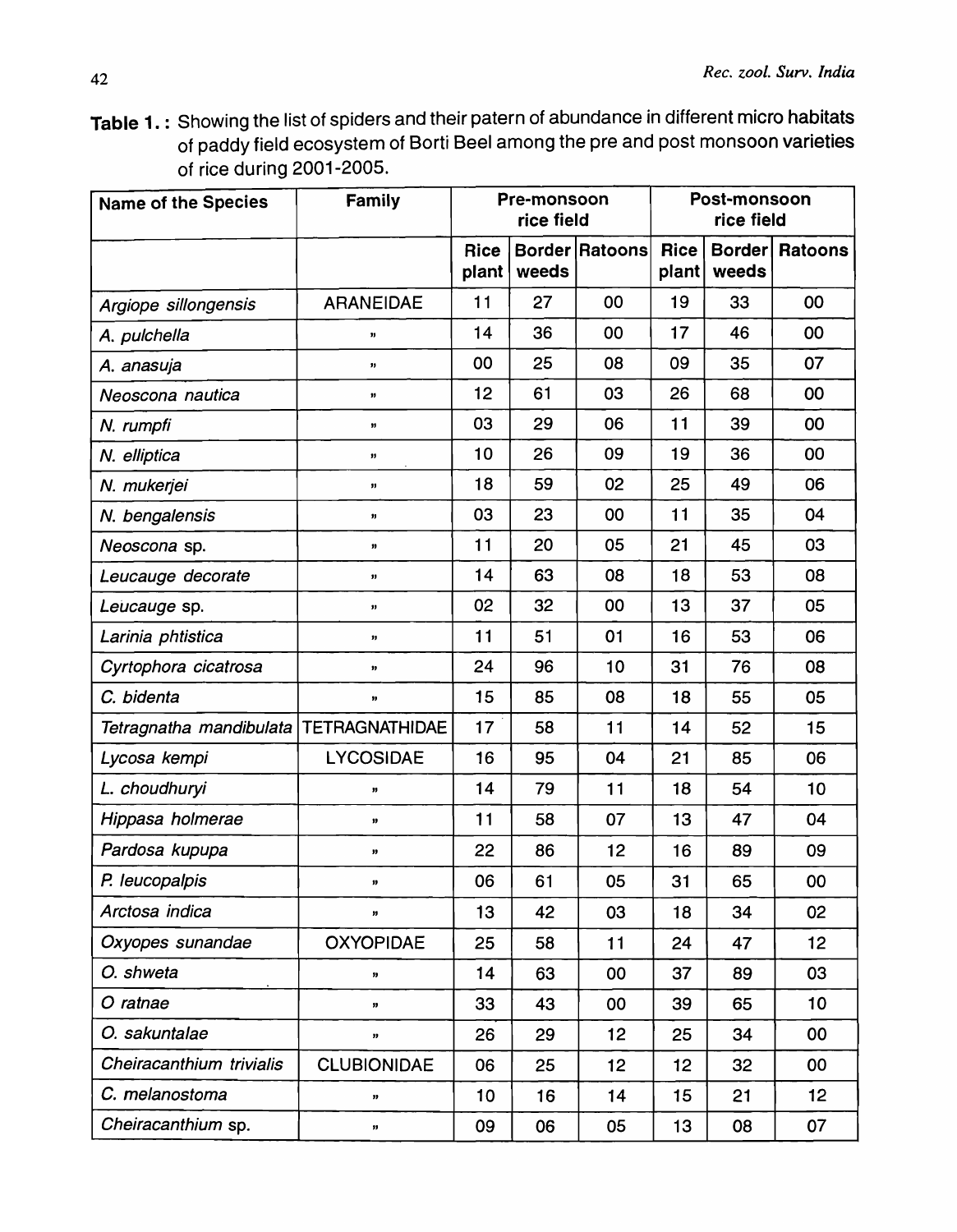**Table 1. :** Showing the list of spiders and their patern of abundance in different micro habitats of paddy field ecosystem of Borti Beel among the pre and post monsoon varieties of rice during 2001-2005.

| Name of the Species | Family | Pre-monsoon rice field | | | Post-monsoon rice field | | |
|---|---|---|---|---|---|---|---|
| | | Rice plant | Border weeds | Ratoons | Rice plant | Border weeds | Ratoons |
| *Argiope sillongensis* | ARANEIDAE | 11 | 27 | 00 | 19 | 33 | 00 |
| *A. pulchella* | " | 14 | 36 | 00 | 17 | 46 | 00 |
| *A. anasuja* | " | 00 | 25 | 08 | 09 | 35 | 07 |
| *Neoscona nautica* | " | 12 | 61 | 03 | 26 | 68 | 00 |
| *N. rumpfi* | " | 03 | 29 | 06 | 11 | 39 | 00 |
| *N. elliptica* | " | 10 | 26 | 09 | 19 | 36 | 00 |
| *N. mukerjei* | " | 18 | 59 | 02 | 25 | 49 | 06 |
| *N. bengalensis* | " | 03 | 23 | 00 | 11 | 35 | 04 |
| *Neoscona* sp. | " | 11 | 20 | 05 | 21 | 45 | 03 |
| *Leucauge decorate* | " | 14 | 63 | 08 | 18 | 53 | 08 |
| *Leucauge* sp. | " | 02 | 32 | 00 | 13 | 37 | 05 |
| *Larinia phtistica* | " | 11 | 51 | 01 | 16 | 53 | 06 |
| *Cyrtophora cicatrosa* | " | 24 | 96 | 10 | 31 | 76 | 08 |
| *C. bidenta* | " | 15 | 85 | 08 | 18 | 55 | 05 |
| *Tetragnatha mandibulata* | TETRAGNATHIDAE | 17 | 58 | 11 | 14 | 52 | 15 |
| *Lycosa kempi* | LYCOSIDAE | 16 | 95 | 04 | 21 | 85 | 06 |
| *L. choudhuryi* | " | 14 | 79 | 11 | 18 | 54 | 10 |
| *Hippasa holmerae* | " | 11 | 58 | 07 | 13 | 47 | 04 |
| *Pardosa kupupa* | " | 22 | 86 | 12 | 16 | 89 | 09 |
| *P. leucopalpis* | " | 06 | 61 | 05 | 31 | 65 | 00 |
| *Arctosa indica* | " | 13 | 42 | 03 | 18 | 34 | 02 |
| *Oxyopes sunandae* | OXYOPIDAE | 25 | 58 | 11 | 24 | 47 | 12 |
| *O. shweta* | " | 14 | 63 | 00 | 37 | 89 | 03 |
| *O ratnae* | " | 33 | 43 | 00 | 39 | 65 | 10 |
| *O. sakuntalae* | " | 26 | 29 | 12 | 25 | 34 | 00 |
| *Cheiracanthium trivialis* | CLUBIONIDAE | 06 | 25 | 12 | 12 | 32 | 00 |
| *C. melanostoma* | " | 10 | 16 | 14 | 15 | 21 | 12 |
| *Cheiracanthium* sp. | " | 09 | 06 | 05 | 13 | 08 | 07 |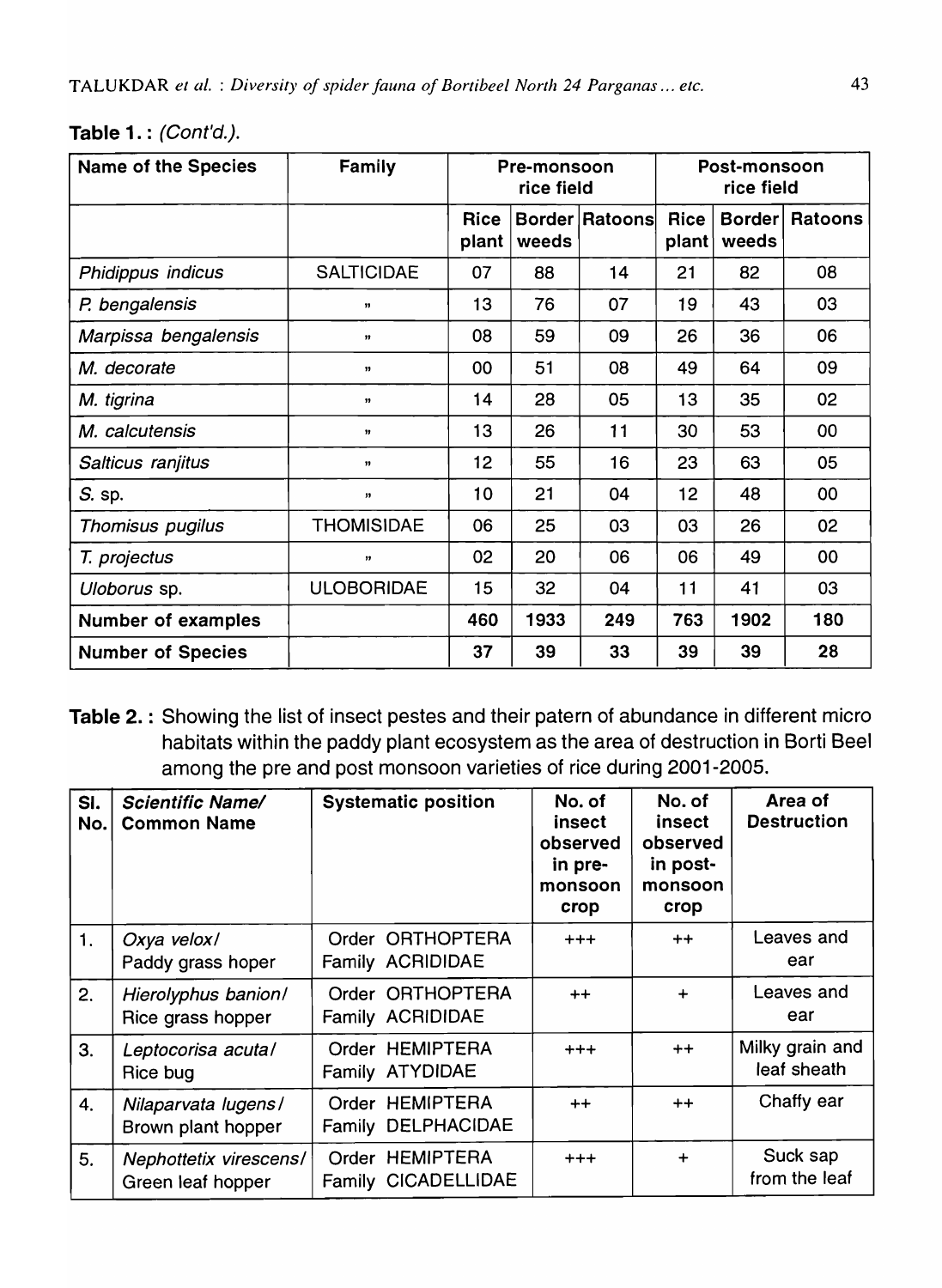**Table 1. :** *(Cont'd.).*

| Name of the Species | Family | Pre-monsoon rice field | | | Post-monsoon rice field | | |
|---|---|---|---|---|---|---|---|
| | | Rice plant | Border weeds | Ratoons | Rice plant | Border weeds | Ratoons |
| *Phidippus indicus* | SALTICIDAE | 07 | 88 | 14 | 21 | 82 | 08 |
| *P. bengalensis* | " | 13 | 76 | 07 | 19 | 43 | 03 |
| *Marpissa bengalensis* | " | 08 | 59 | 09 | 26 | 36 | 06 |
| *M. decorate* | " | 00 | 51 | 08 | 49 | 64 | 09 |
| *M. tigrina* | " | 14 | 28 | 05 | 13 | 35 | 02 |
| *M. calcutensis* | " | 13 | 26 | 11 | 30 | 53 | 00 |
| *Salticus ranjitus* | " | 12 | 55 | 16 | 23 | 63 | 05 |
| *S.* sp. | " | 10 | 21 | 04 | 12 | 48 | 00 |
| *Thomisus pugilus* | THOMISIDAE | 06 | 25 | 03 | 03 | 26 | 02 |
| *T. projectus* | " | 02 | 20 | 06 | 06 | 49 | 00 |
| *Uloborus* sp. | ULOBORIDAE | 15 | 32 | 04 | 11 | 41 | 03 |
| **Number of examples** | | **460** | **1933** | **249** | **763** | **1902** | **180** |
| **Number of Species** | | **37** | **39** | **33** | **39** | **39** | **28** |

**Table 2. :** Showing the list of insect pestes and their patern of abundance in different micro habitats within the paddy plant ecosystem as the area of destruction in Borti Beel among the pre and post monsoon varieties of rice during 2001-2005.

| Sl. No. | *Scientific Name/* Common Name | Systematic position | No. of insect observed in pre-monsoon crop | No. of insect observed in post-monsoon crop | Area of Destruction |
|---|---|---|---|---|---|
| 1. | *Oxya velox*/ Paddy grass hoper | Order ORTHOPTERA Family ACRIDIDAE | +++ | ++ | Leaves and ear |
| 2. | *Hierolyphus banion*/ Rice grass hopper | Order ORTHOPTERA Family ACRIDIDAE | ++ | + | Leaves and ear |
| 3. | *Leptocorisa acuta*/ Rice bug | Order HEMIPTERA Family ATYDIDAE | +++ | ++ | Milky grain and leaf sheath |
| 4. | *Nilaparvata lugens*/ Brown plant hopper | Order HEMIPTERA Family DELPHACIDAE | ++ | ++ | Chaffy ear |
| 5. | *Nephottetix virescens*/ Green leaf hopper | Order HEMIPTERA Family CICADELLIDAE | +++ | + | Suck sap from the leaf |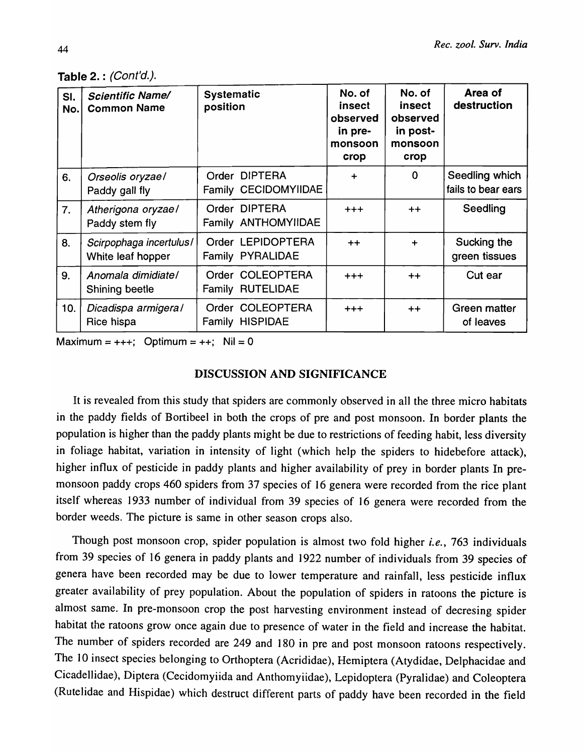**Table 2. :** *(Cont'd.).*

| Sl. No. | *Scientific Name/* Common Name | Systematic position | No. of insect observed in pre-monsoon crop | No. of insect observed in post-monsoon crop | Area of destruction |
|---|---|---|---|---|---|
| 6. | *Orseolis oryzae*/ Paddy gall fly | Order DIPTERA Family CECIDOMYIIDAE | + | 0 | Seedling which fails to bear ears |
| 7. | *Atherigona oryzae*/ Paddy stem fly | Order DIPTERA Family ANTHOMYIIDAE | +++ | ++ | Seedling |
| 8. | *Scirpophaga incertulus*/ White leaf hopper | Order LEPIDOPTERA Family PYRALIDAE | ++ | + | Sucking the green tissues |
| 9. | *Anomala dimidiate*/ Shining beetle | Order COLEOPTERA Family RUTELIDAE | +++ | ++ | Cut ear |
| 10. | *Dicadispa armigera*/ Rice hispa | Order COLEOPTERA Family HISPIDAE | +++ | ++ | Green matter of leaves |

Maximum = +++; Optimum = ++; Nil = 0

## DISCUSSION AND SIGNIFICANCE

It is revealed from this study that spiders are commonly observed in all the three micro habitats in the paddy fields of Bortibeel in both the crops of pre and post monsoon. In border plants the population is higher than the paddy plants might be due to restrictions of feeding habit, less diversity in foliage habitat, variation in intensity of light (which help the spiders to hidebefore attack), higher influx of pesticide in paddy plants and higher availability of prey in border plants In pre-monsoon paddy crops 460 spiders from 37 species of 16 genera were recorded from the rice plant itself whereas 1933 number of individual from 39 species of 16 genera were recorded from the border weeds. The picture is same in other season crops also.

Though post monsoon crop, spider population is almost two fold higher *i.e.*, 763 individuals from 39 species of 16 genera in paddy plants and 1922 number of individuals from 39 species of genera have been recorded may be due to lower temperature and rainfall, less pesticide influx greater availability of prey population. About the population of spiders in ratoons the picture is almost same. In pre-monsoon crop the post harvesting environment instead of decresing spider habitat the ratoons grow once again due to presence of water in the field and increase the habitat. The number of spiders recorded are 249 and 180 in pre and post monsoon ratoons respectively. The 10 insect species belonging to Orthoptera (Acrididae), Hemiptera (Atydidae, Delphacidae and Cicadellidae), Diptera (Cecidomyiida and Anthomyiidae), Lepidoptera (Pyralidae) and Coleoptera (Rutelidae and Hispidae) which destruct different parts of paddy have been recorded in the field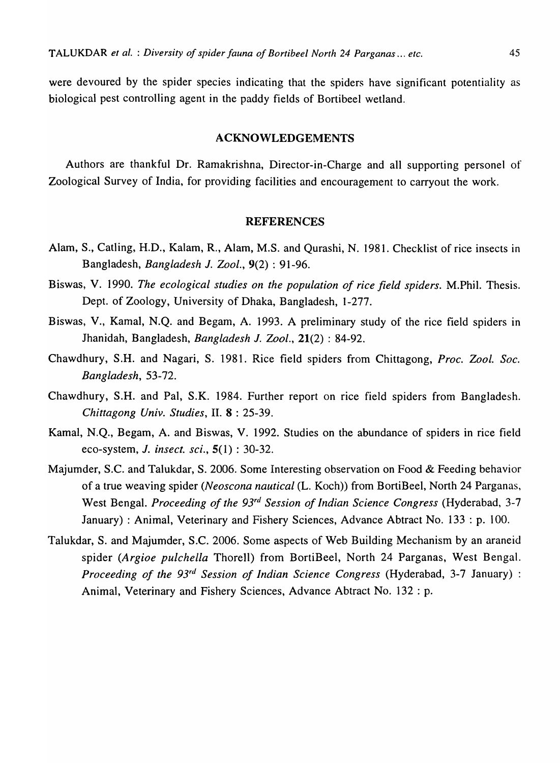were devoured by the spider species indicating that the spiders have significant potentiality as biological pest controlling agent in the paddy fields of Bortibeel wetland.

## ACKNOWLEDGEMENTS

Authors are thankful Dr. Ramakrishna, Director-in-Charge and all supporting personel of Zoological Survey of India, for providing facilities and encouragement to carryout the work.

## REFERENCES

Alam, S., Catling, H.D., Kalam, R., Alam, M.S. and Qurashi, N. 1981. Checklist of rice insects in Bangladesh, *Bangladesh J. Zool.*, **9**(2) : 91-96.

Biswas, V. 1990. *The ecological studies on the population of rice field spiders.* M.Phil. Thesis. Dept. of Zoology, University of Dhaka, Bangladesh, 1-277.

Biswas, V., Kamal, N.Q. and Begam, A. 1993. A preliminary study of the rice field spiders in Jhanidah, Bangladesh, *Bangladesh J. Zool.*, **21**(2) : 84-92.

Chawdhury, S.H. and Nagari, S. 1981. Rice field spiders from Chittagong, *Proc. Zool. Soc. Bangladesh*, 53-72.

Chawdhury, S.H. and Pal, S.K. 1984. Further report on rice field spiders from Bangladesh. *Chittagong Univ. Studies*, II. **8** : 25-39.

Kamal, N.Q., Begam, A. and Biswas, V. 1992. Studies on the abundance of spiders in rice field eco-system, *J. insect. sci.*, **5**(1) : 30-32.

Majumder, S.C. and Talukdar, S. 2006. Some Interesting observation on Food & Feeding behavior of a true weaving spider (*Neoscona nautical* (L. Koch)) from BortiBeel, North 24 Parganas, West Bengal. *Proceeding of the 93rd Session of Indian Science Congress* (Hyderabad, 3-7 January) : Animal, Veterinary and Fishery Sciences, Advance Abtract No. 133 : p. 100.

Talukdar, S. and Majumder, S.C. 2006. Some aspects of Web Building Mechanism by an araneid spider (*Argioe pulchella* Thorell) from BortiBeel, North 24 Parganas, West Bengal. *Proceeding of the 93rd Session of Indian Science Congress* (Hyderabad, 3-7 January) : Animal, Veterinary and Fishery Sciences, Advance Abtract No. 132 : p.